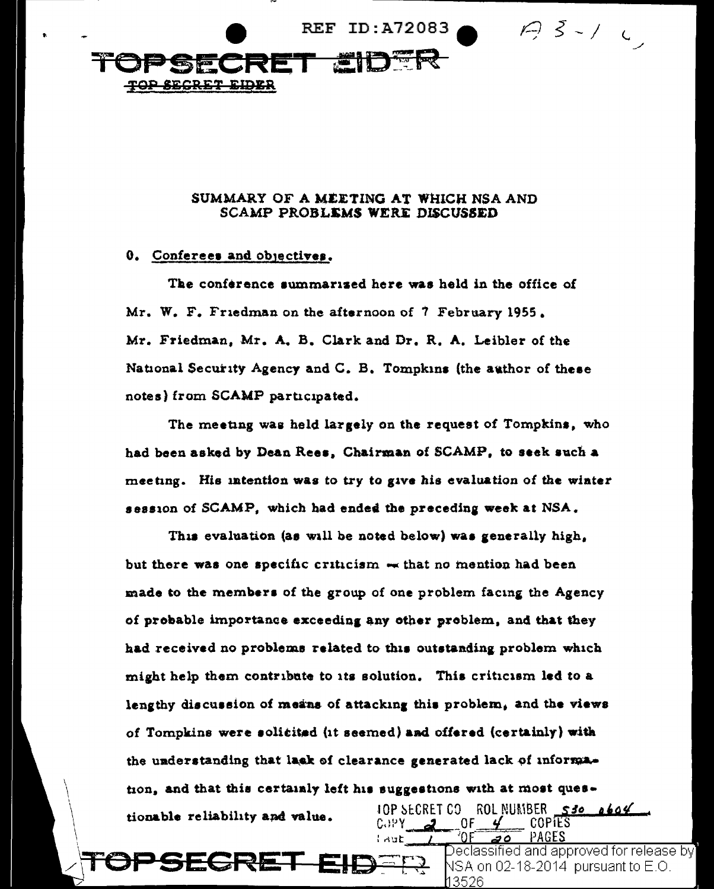## SUMMARY OF A MEETING AT WHICH NSA AND SCAMP PROBLEMS WERE DISCUSSED

### 0. Conferees and objectives.

The conference summarized here was held in the office of Mr. W. F. Friedman on the afternoon of 7 February 1955. Mr. Friedman, Mr. A. B. Clark and Dr. R. A. Leibler of the National Security Agency and C. B. Tompkins (the author of these notes) from SCAMP participated.

The meeting was held largely on the request of Tompkins, who had been asked by Dean Rees, Chairman of SCAMP, to seek such a meeting. His intention was to try to give his evaluation of the winter session of SCAMP, which had ended the preceding week at NSA.

This evaluation (as will be noted below) was generally high, but there was one specific criticism — that no mention had been made to the members of the group of one problem facing the Agency of probable importance exceeding any other problem, and that they had received no problems related to this outstanding problem which might help them contribute to its solution. This criticism led to a lengthy discussion of means of attacking this problem, and the views of Tompkins were solicited (it seemed) and offered (certainly) with the understanding that lack of clearance generated lack of information, and that this certainly left his suggestions with at most questionable reliability and value.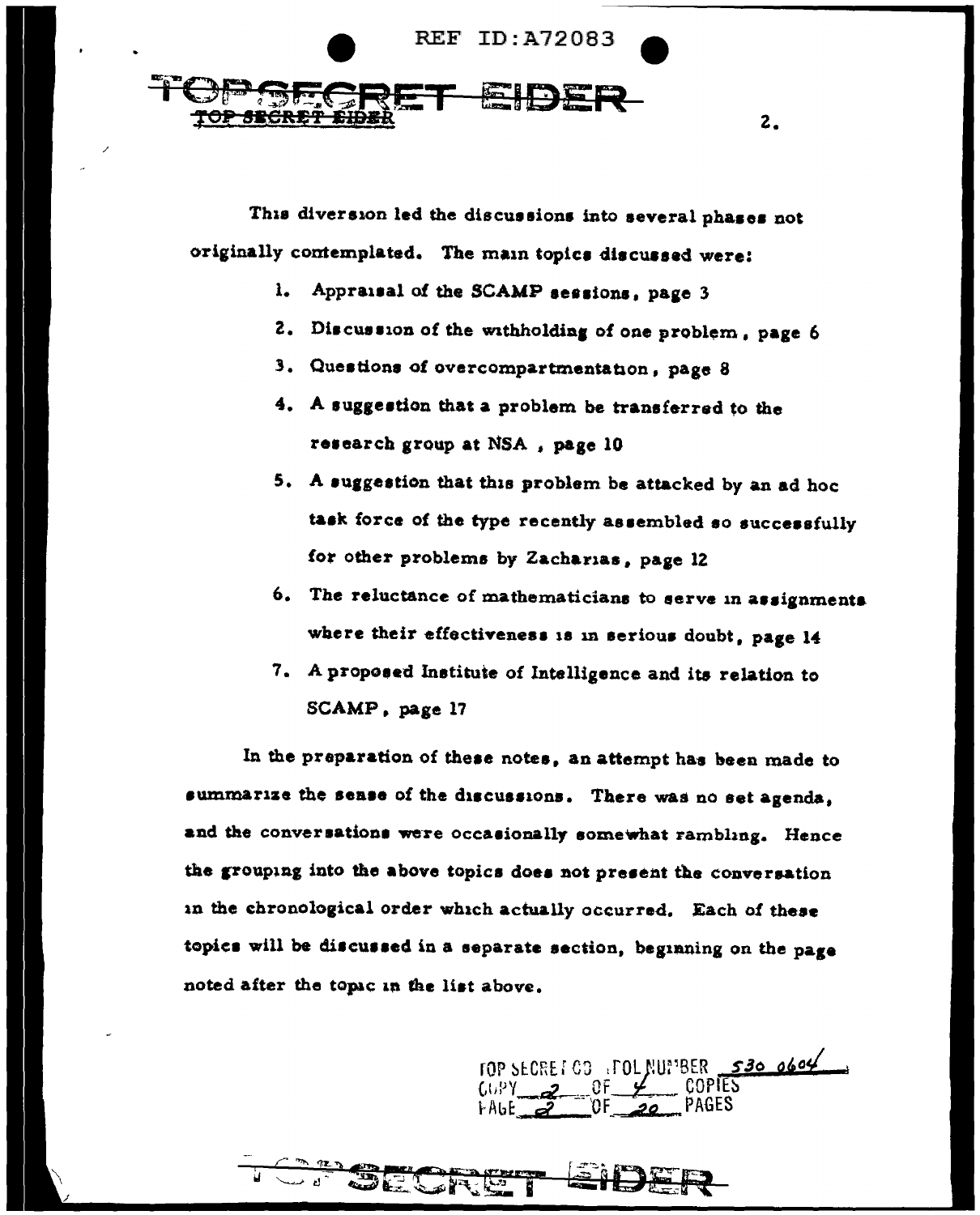This diversion led the discussions into several phases not originally contemplated. The main topics discussed were:

1. Appraisal of the SCAMP sessions, page 3
2. Discussion of the withholding of one problem, page 6
3. Questions of overcompartmentation, page 8
4. A suggestion that a problem be transferred to the research group at NSA , page 10
5. A suggestion that this problem be attacked by an ad hoc task force of the type recently assembled so successfully for other problems by Zacharias, page 12
6. The reluctance of mathematicians to serve in assignments where their effectiveness is in serious doubt, page 14
7. A proposed Institute of Intelligence and its relation to SCAMP, page 17

In the preparation of these notes, an attempt has been made to summarize the sense of the discussions. There was no set agenda, and the conversations were occasionally somewhat rambling. Hence the grouping into the above topics does not present the conversation in the chronological order which actually occurred. Each of these topics will be discussed in a separate section, beginning on the page noted after the topic in the list above.

TOP SECRET CONTROL NUMBER 530 0604
COPY 2 OF 4 COPIES
PAGE 2 OF 20 PAGES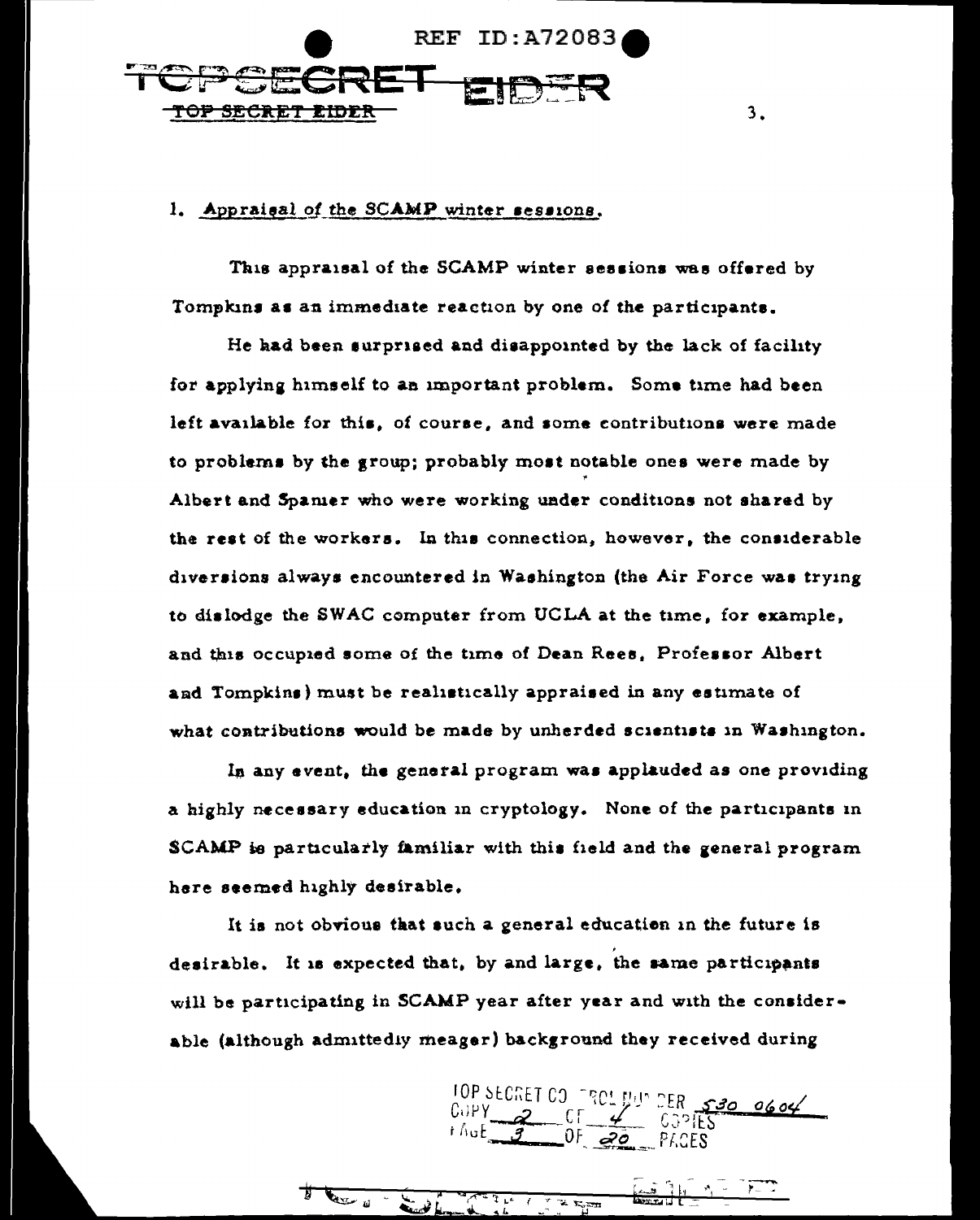## 1. Appraisal of the SCAMP winter sessions.

This appraisal of the SCAMP winter sessions was offered by Tompkins as an immediate reaction by one of the participants.

He had been surprised and disappointed by the lack of facility for applying himself to an important problem. Some time had been left available for this, of course, and some contributions were made to problems by the group; probably most notable ones were made by Albert and Spanier who were working under conditions not shared by the rest of the workers. In this connection, however, the considerable diversions always encountered in Washington (the Air Force was trying to dislodge the SWAC computer from UCLA at the time, for example, and this occupied some of the time of Dean Rees, Professor Albert and Tompkins) must be realistically appraised in any estimate of what contributions would be made by unherded scientists in Washington.

In any event, the general program was applauded as one providing a highly necessary education in cryptology. None of the participants in SCAMP is particularly familiar with this field and the general program here seemed highly desirable.

It is not obvious that such a general education in the future is desirable. It is expected that, by and large, the same participants will be participating in SCAMP year after year and with the considerable (although admittedly meager) background they received during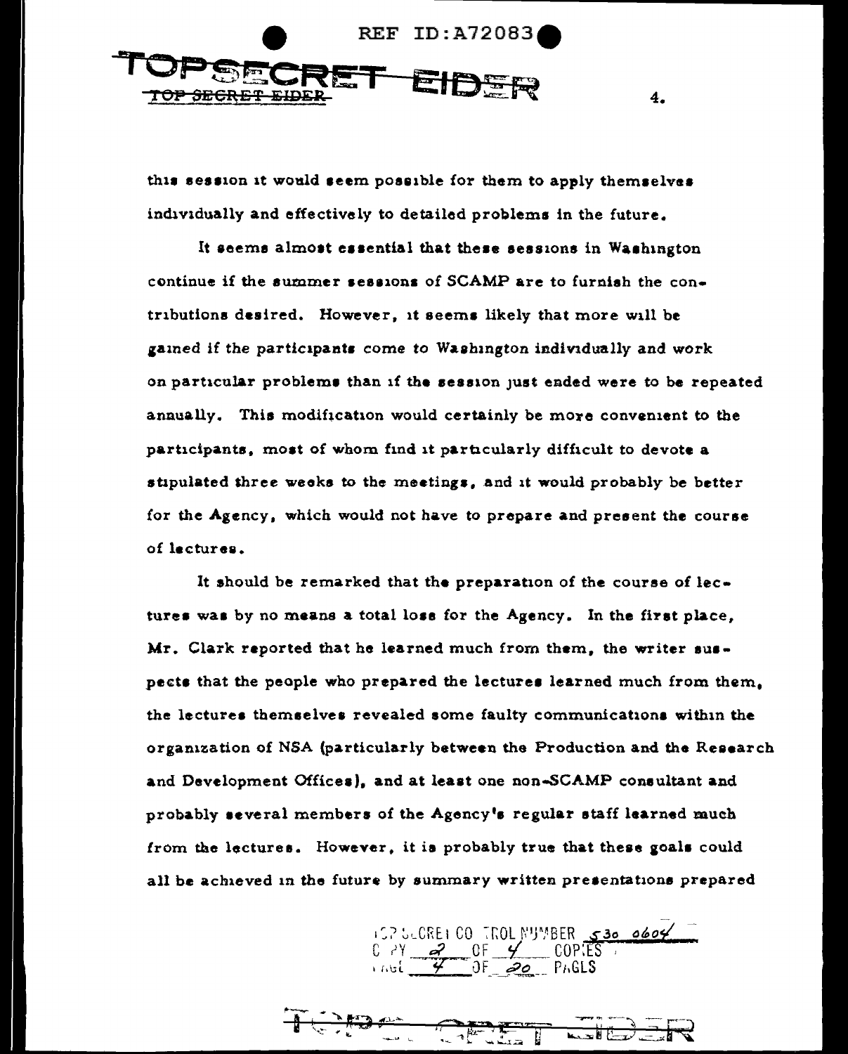this session it would seem possible for them to apply themselves individually and effectively to detailed problems in the future.

It seems almost essential that these sessions in Washington continue if the summer sessions of SCAMP are to furnish the contributions desired. However, it seems likely that more will be gained if the participants come to Washington individually and work on particular problems than if the session just ended were to be repeated annually. This modification would certainly be more convenient to the participants, most of whom find it particularly difficult to devote a stipulated three weeks to the meetings, and it would probably be better for the Agency, which would not have to prepare and present the course of lectures.

It should be remarked that the preparation of the course of lectures was by no means a total loss for the Agency. In the first place, Mr. Clark reported that he learned much from them, the writer suspects that the people who prepared the lectures learned much from them, the lectures themselves revealed some faulty communications within the organization of NSA (particularly between the Production and the Research and Development Offices), and at least one non-SCAMP consultant and probably several members of the Agency's regular staff learned much from the lectures. However, it is probably true that these goals could all be achieved in the future by summary written presentations prepared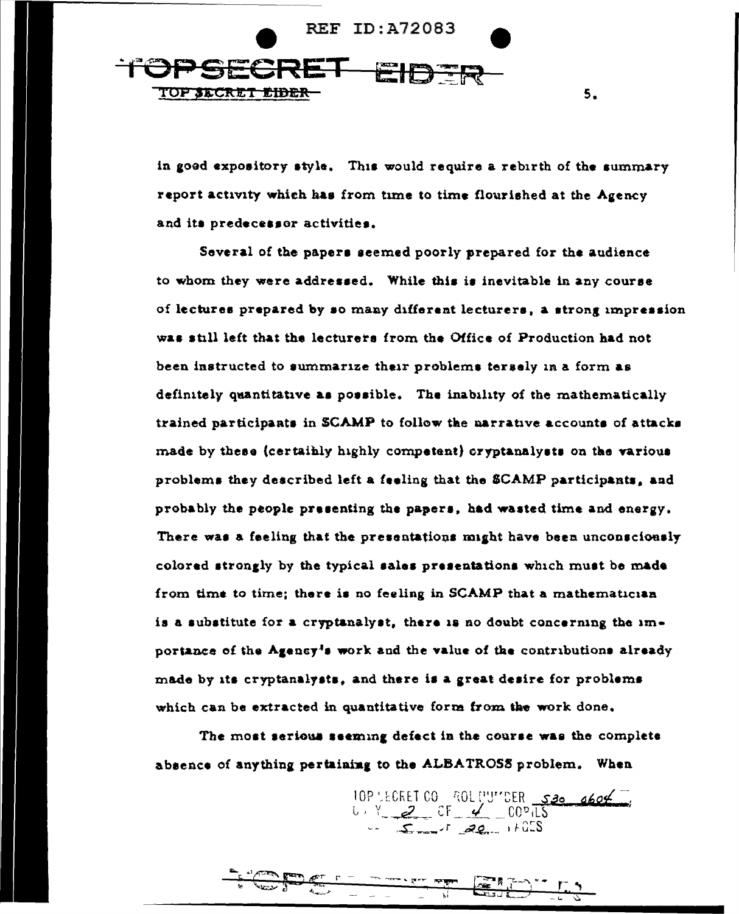in good expository style. This would require a rebirth of the summary report activity which has from time to time flourished at the Agency and its predecessor activities.

Several of the papers seemed poorly prepared for the audience to whom they were addressed. While this is inevitable in any course of lectures prepared by so many different lecturers, a strong impression was still left that the lecturers from the Office of Production had not been instructed to summarize their problems tersely in a form as definitely quantitative as possible. The inability of the mathematically trained participants in SCAMP to follow the narrative accounts of attacks made by these (certainly highly competent) cryptanalysts on the various problems they described left a feeling that the SCAMP participants, and probably the people presenting the papers, had wasted time and energy. There was a feeling that the presentations might have been unconsciously colored strongly by the typical sales presentations which must be made from time to time; there is no feeling in SCAMP that a mathematician is a substitute for a cryptanalyst, there is no doubt concerning the importance of the Agency's work and the value of the contributions already made by its cryptanalysts, and there is a great desire for problems which can be extracted in quantitative form from the work done.

The most serious seeming defect in the course was the complete absence of anything pertaining to the ALBATROSS problem. When

TOP SECRET CONTROL NUMBER 530 0604
COPY 2 OF 4 COPIES
PAGE 5 OF 20 PAGES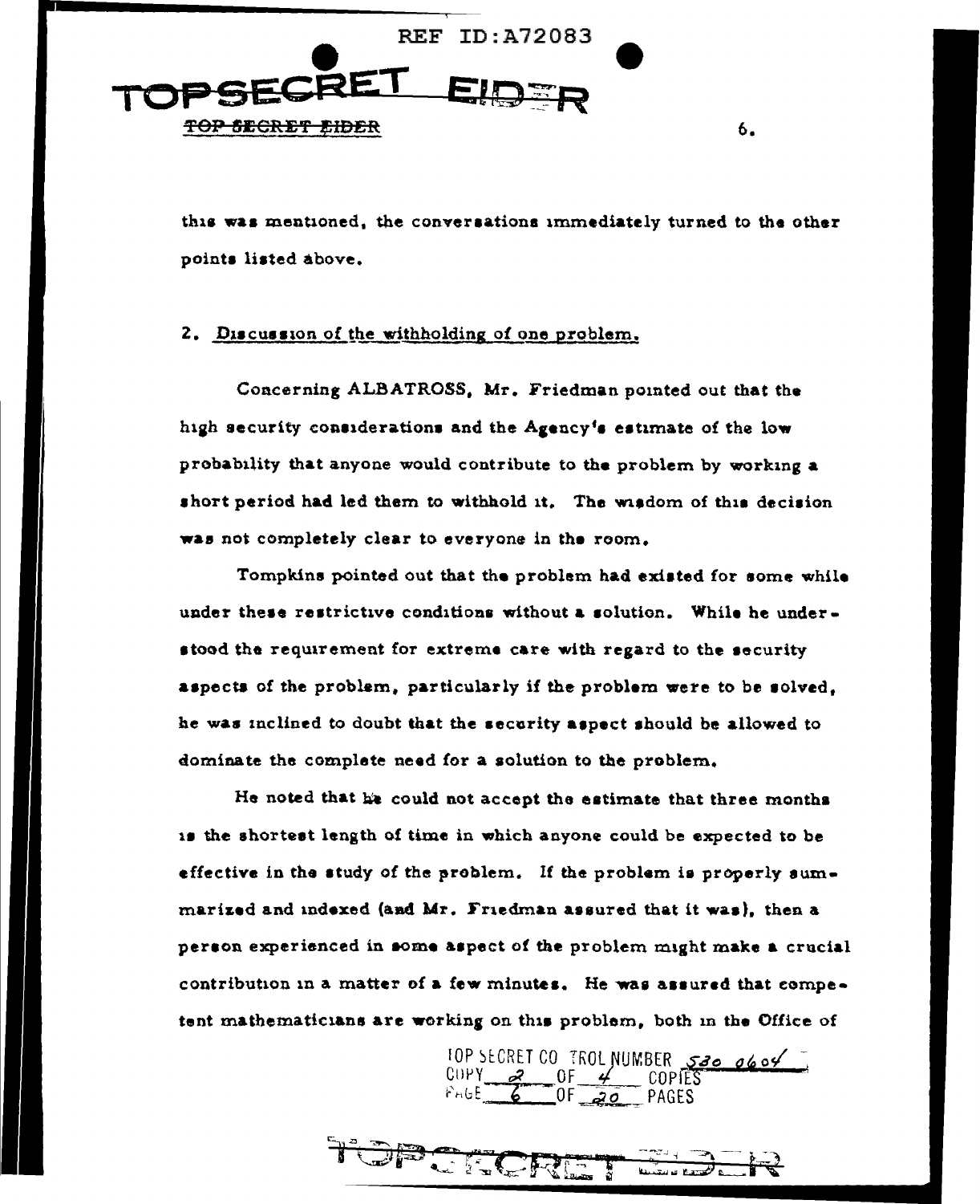this was mentioned, the conversations immediately turned to the other points listed above.

2. Discussion of the withholding of one problem.

Concerning ALBATROSS, Mr. Friedman pointed out that the high security considerations and the Agency's estimate of the low probability that anyone would contribute to the problem by working a short period had led them to withhold it. The wisdom of this decision was not completely clear to everyone in the room.

Tompkins pointed out that the problem had existed for some while under these restrictive conditions without a solution. While he understood the requirement for extreme care with regard to the security aspects of the problem, particularly if the problem were to be solved, he was inclined to doubt that the security aspect should be allowed to dominate the complete need for a solution to the problem.

He noted that he could not accept the estimate that three months is the shortest length of time in which anyone could be expected to be effective in the study of the problem. If the problem is properly summarized and indexed (and Mr. Friedman assured that it was), then a person experienced in some aspect of the problem might make a crucial contribution in a matter of a few minutes. He was assured that competent mathematicians are working on this problem, both in the Office of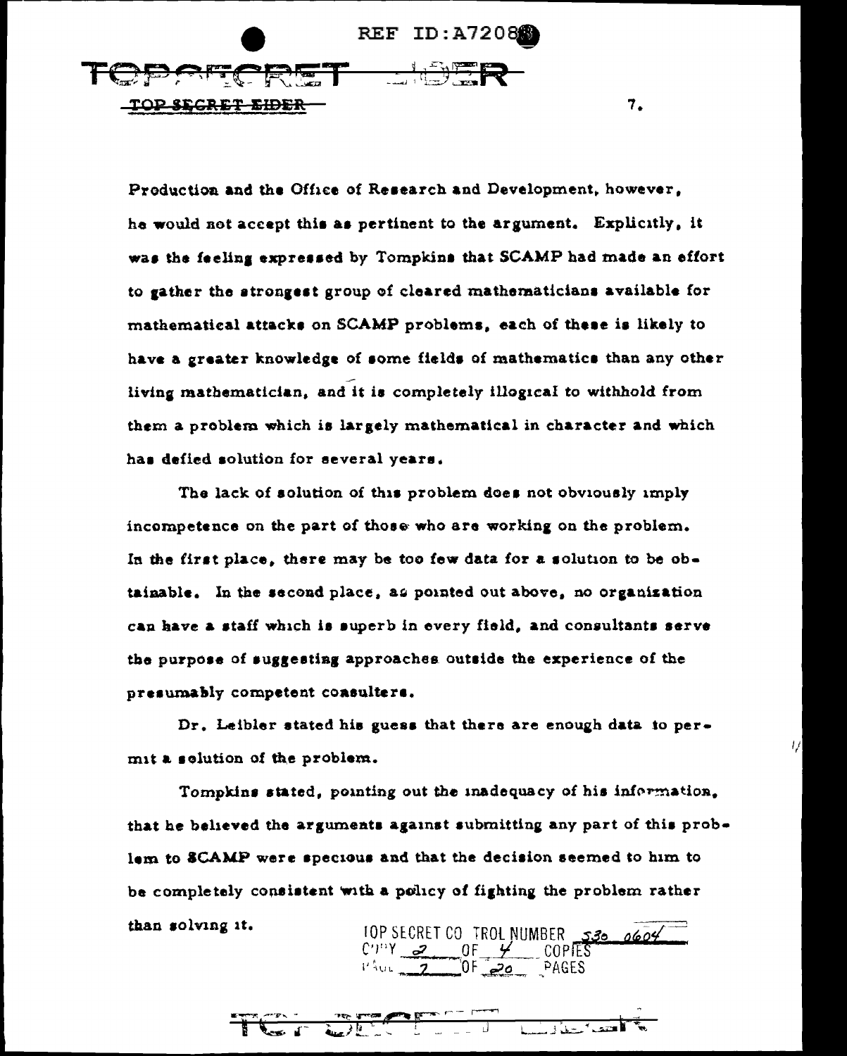Production and the Office of Research and Development, however, he would not accept this as pertinent to the argument. Explicitly, it was the feeling expressed by Tompkins that SCAMP had made an effort to gather the strongest group of cleared mathematicians available for mathematical attacks on SCAMP problems, each of these is likely to have a greater knowledge of some fields of mathematics than any other living mathematician, and it is completely illogical to withhold from them a problem which is largely mathematical in character and which has defied solution for several years.

The lack of solution of this problem does not obviously imply incompetence on the part of those who are working on the problem. In the first place, there may be too few data for a solution to be obtainable. In the second place, as pointed out above, no organization can have a staff which is superb in every field, and consultants serve the purpose of suggesting approaches outside the experience of the presumably competent consulters.

Dr. Leibler stated his guess that there are enough data to permit a solution of the problem.

Tompkins stated, pointing out the inadequacy of his information, that he believed the arguments against submitting any part of this problem to SCAMP were specious and that the decision seemed to him to be completely consistent with a policy of fighting the problem rather than solving it.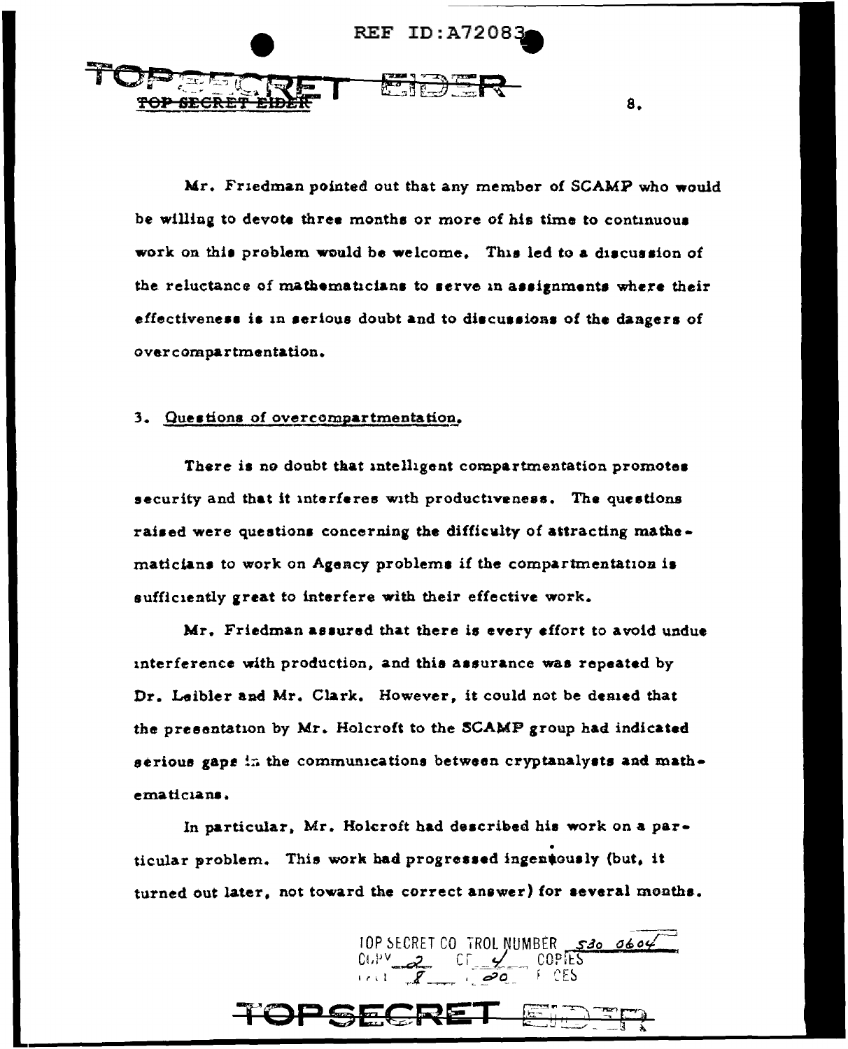Mr. Friedman pointed out that any member of SCAMP who would be willing to devote three months or more of his time to continuous work on this problem would be welcome. This led to a discussion of the reluctance of mathematicians to serve in assignments where their effectiveness is in serious doubt and to discussions of the dangers of overcompartmentation.

3. Questions of overcompartmentation.

There is no doubt that intelligent compartmentation promotes security and that it interferes with productiveness. The questions raised were questions concerning the difficulty of attracting mathematicians to work on Agency problems if the compartmentation is sufficiently great to interfere with their effective work.

Mr. Friedman assured that there is every effort to avoid undue interference with production, and this assurance was repeated by Dr. Leibler and Mr. Clark. However, it could not be denied that the presentation by Mr. Holcroft to the SCAMP group had indicated serious gaps in the communications between cryptanalysts and mathematicians.

In particular, Mr. Holcroft had described his work on a particular problem. This work had progressed ingeniously (but, it turned out later, not toward the correct answer) for several months.

TOP SECRET CONTROL NUMBER 530 0604
COPY 2 OF 4 COPIES
PAGE 8 OF 20 PAGES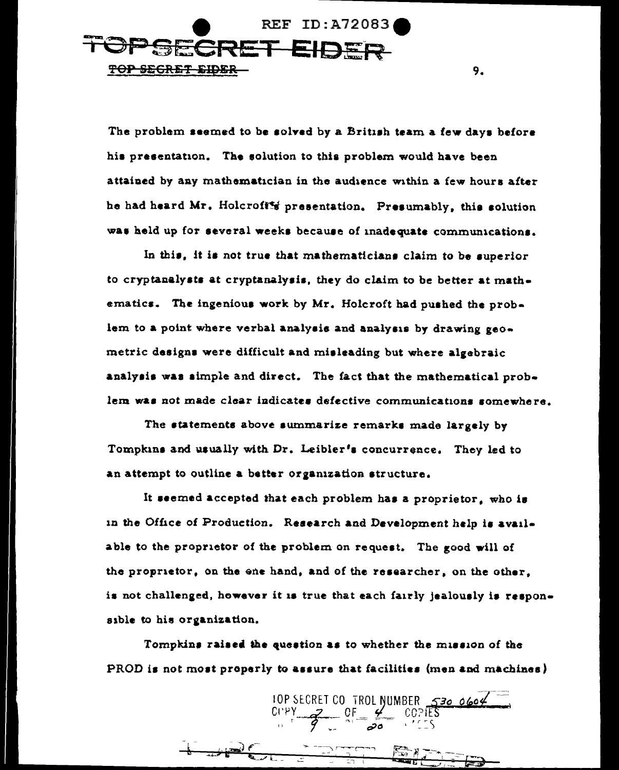The problem seemed to be solved by a British team a few days before his presentation. The solution to this problem would have been attained by any mathematician in the audience within a few hours after he had heard Mr. Holcroft's presentation. Presumably, this solution was held up for several weeks because of inadequate communications.

In this, it is not true that mathematicians claim to be superior to cryptanalysts at cryptanalysis, they do claim to be better at mathematics. The ingenious work by Mr. Holcroft had pushed the problem to a point where verbal analysis and analysis by drawing geometric designs were difficult and misleading but where algebraic analysis was simple and direct. The fact that the mathematical problem was not made clear indicates defective communications somewhere.

The statements above summarize remarks made largely by Tompkins and usually with Dr. Leibler's concurrence. They led to an attempt to outline a better organization structure.

It seemed accepted that each problem has a proprietor, who is in the Office of Production. Research and Development help is available to the proprietor of the problem on request. The good will of the proprietor, on the one hand, and of the researcher, on the other, is not challenged, however it is true that each fairly jealously is responsible to his organization.

Tompkins raised the question as to whether the mission of the PROD is not most properly to assure that facilities (men and machines)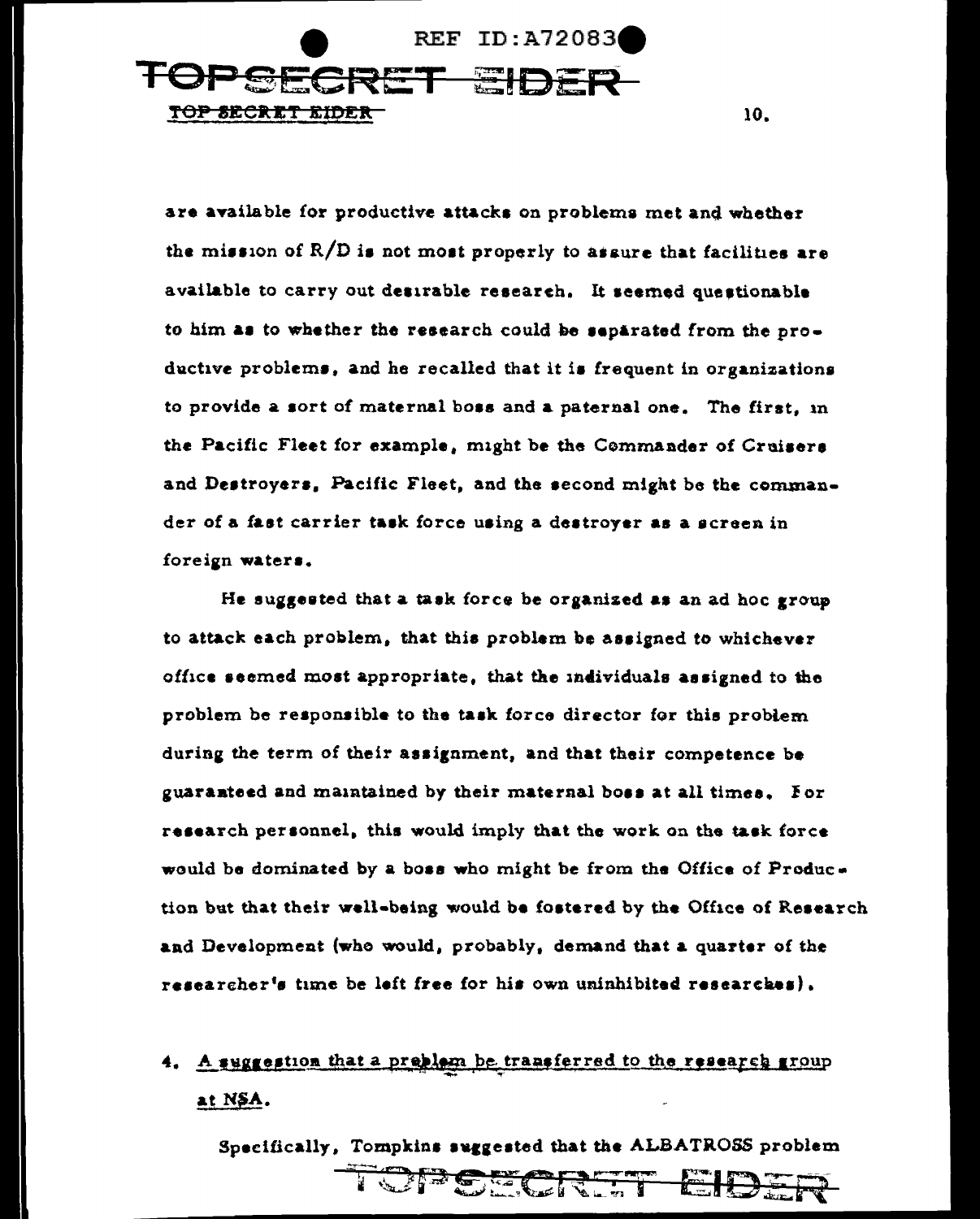are available for productive attacks on problems met and whether the mission of R/D is not most properly to assure that facilities are available to carry out desirable research. It seemed questionable to him as to whether the research could be separated from the productive problems, and he recalled that it is frequent in organizations to provide a sort of maternal boss and a paternal one. The first, in the Pacific Fleet for example, might be the Commander of Cruisers and Destroyers, Pacific Fleet, and the second might be the commander of a fast carrier task force using a destroyer as a screen in foreign waters.

He suggested that a task force be organized as an ad hoc group to attack each problem, that this problem be assigned to whichever office seemed most appropriate, that the individuals assigned to the problem be responsible to the task force director for this problem during the term of their assignment, and that their competence be guaranteed and maintained by their maternal boss at all times. For research personnel, this would imply that the work on the task force would be dominated by a boss who might be from the Office of Production but that their well-being would be fostered by the Office of Research and Development (who would, probably, demand that a quarter of the researcher's time be left free for his own uninhibited researches).

4. A suggestion that a problem be transferred to the research group at NSA.

Specifically, Tompkins suggested that the ALBATROSS problem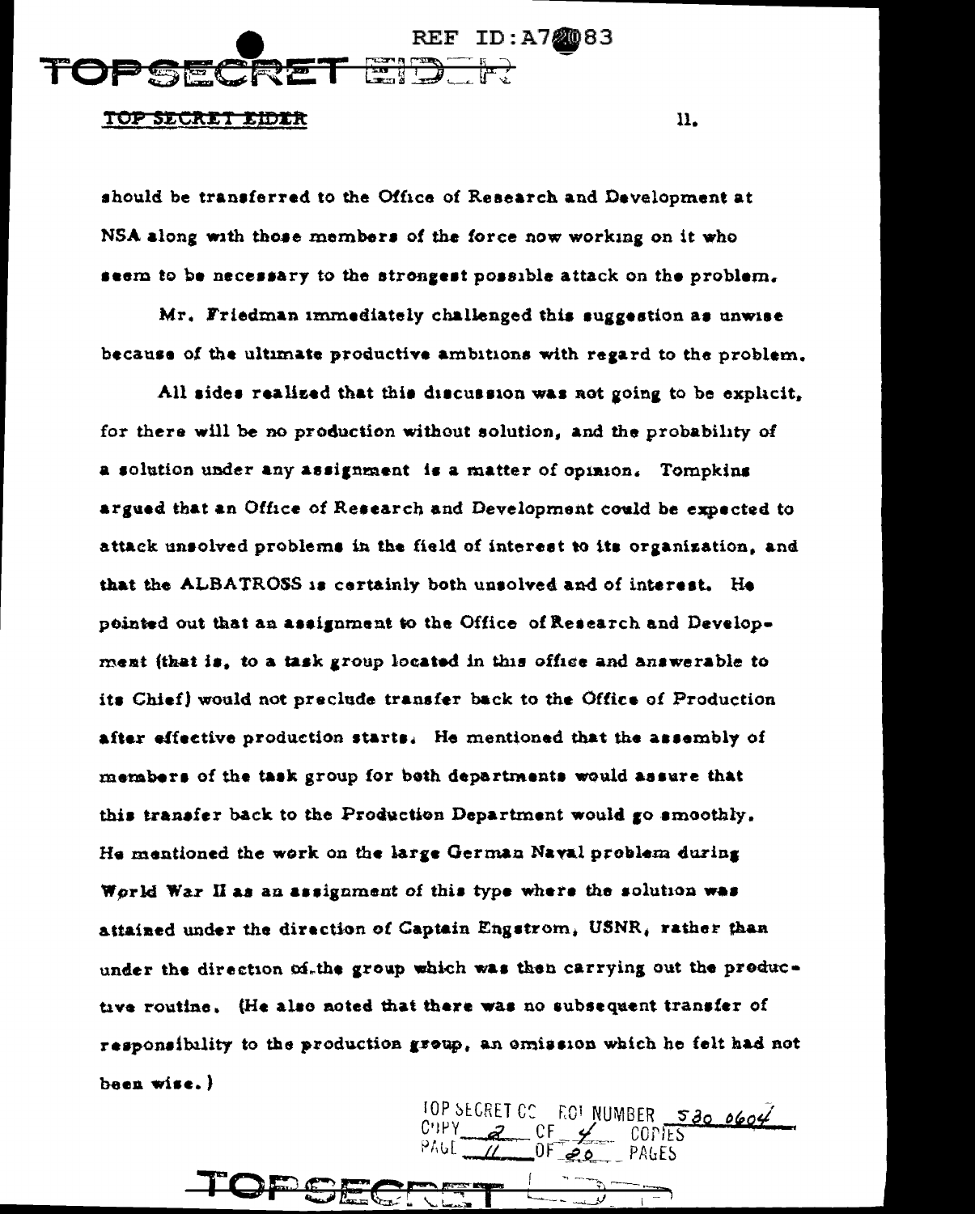should be transferred to the Office of Research and Development at NSA along with those members of the force now working on it who seem to be necessary to the strongest possible attack on the problem.

Mr. Friedman immediately challenged this suggestion as unwise because of the ultimate productive ambitions with regard to the problem.

All sides realized that this discussion was not going to be explicit, for there will be no production without solution, and the probability of a solution under any assignment is a matter of opinion. Tompkins argued that an Office of Research and Development could be expected to attack unsolved problems in the field of interest to its organization, and that the ALBATROSS is certainly both unsolved and of interest. He pointed out that an assignment to the Office of Research and Development (that is, to a task group located in this office and answerable to its Chief) would not preclude transfer back to the Office of Production after effective production starts. He mentioned that the assembly of members of the task group for both departments would assure that this transfer back to the Production Department would go smoothly. He mentioned the work on the large German Naval problem during World War II as an assignment of this type where the solution was attained under the direction of Captain Engstrom, USNR, rather than under the direction of the group which was then carrying out the productive routine. (He also noted that there was no subsequent transfer of responsibility to the production group, an omission which he felt had not been wise.)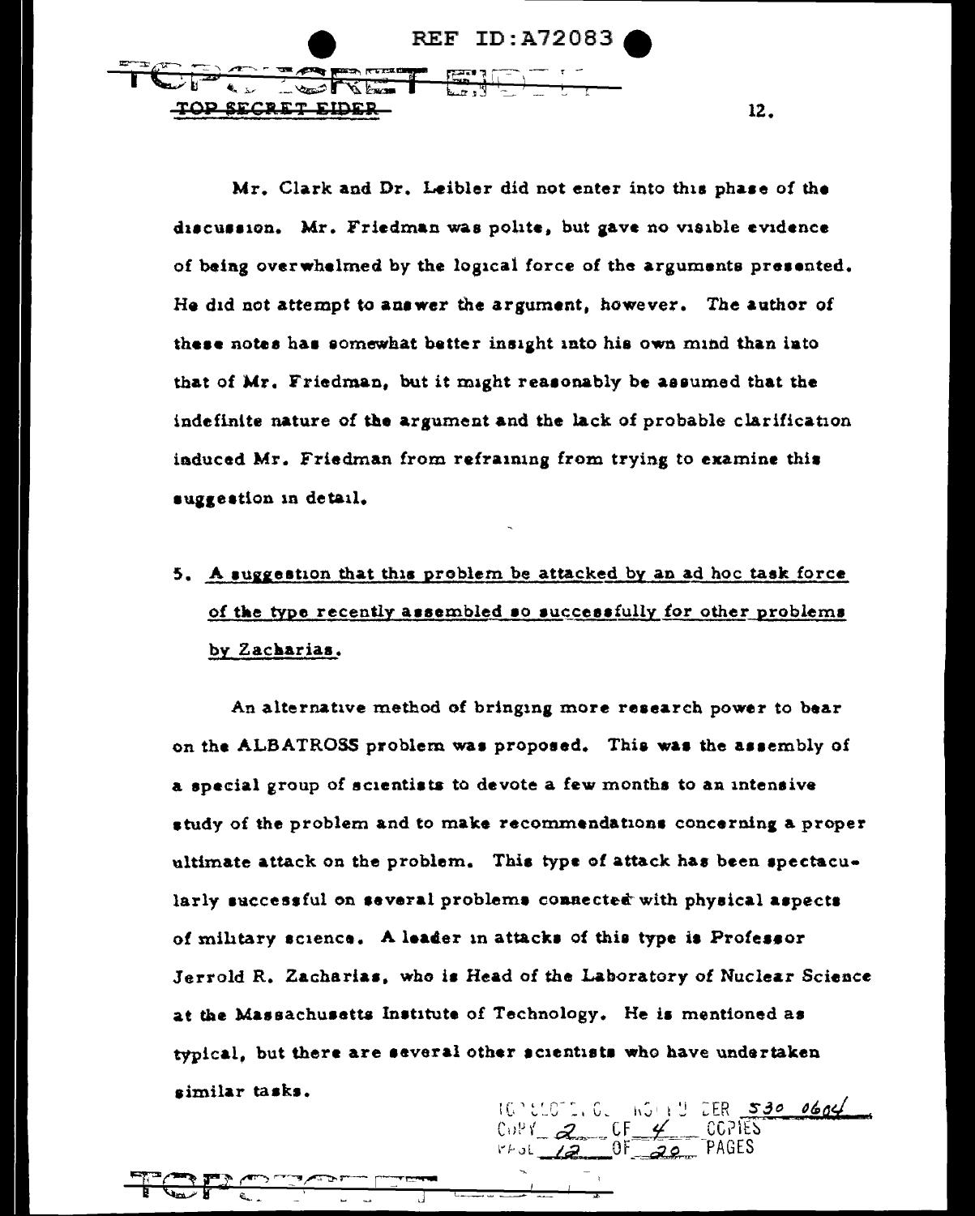Mr. Clark and Dr. Leibler did not enter into this phase of the discussion. Mr. Friedman was polite, but gave no visible evidence of being overwhelmed by the logical force of the arguments presented. He did not attempt to answer the argument, however. The author of these notes has somewhat better insight into his own mind than into that of Mr. Friedman, but it might reasonably be assumed that the indefinite nature of the argument and the lack of probable clarification induced Mr. Friedman from refraining from trying to examine this suggestion in detail.

5. <u>A suggestion that this problem be attacked by an ad hoc task force of the type recently assembled so successfully for other problems by Zacharias.</u>

An alternative method of bringing more research power to bear on the ALBATROSS problem was proposed. This was the assembly of a special group of scientists to devote a few months to an intensive study of the problem and to make recommendations concerning a proper ultimate attack on the problem. This type of attack has been spectacularly successful on several problems connected with physical aspects of military science. A leader in attacks of this type is Professor Jerrold R. Zacharias, who is Head of the Laboratory of Nuclear Science at the Massachusetts Institute of Technology. He is mentioned as typical, but there are several other scientists who have undertaken similar tasks.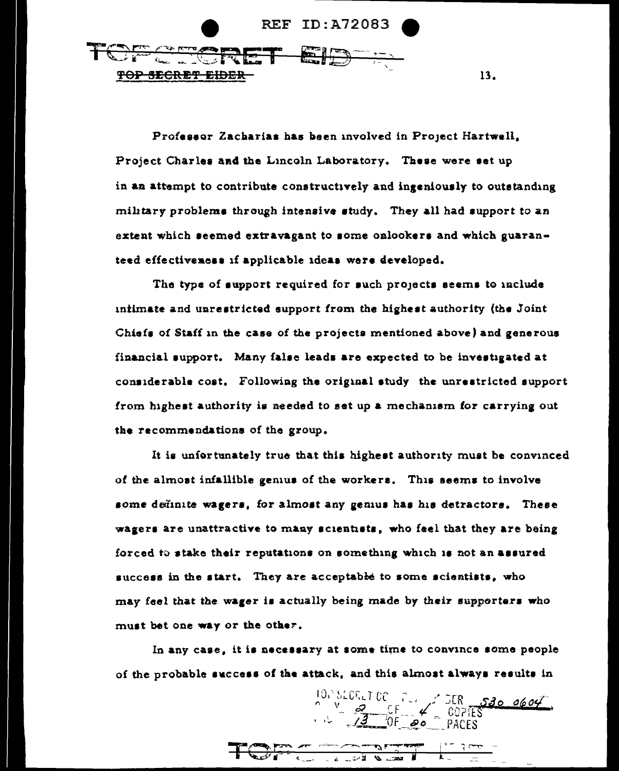Professor Zacharias has been involved in Project Hartwell, Project Charles and the Lincoln Laboratory. These were set up in an attempt to contribute constructively and ingeniously to outstanding military problems through intensive study. They all had support to an extent which seemed extravagant to some onlookers and which guaranteed effectiveness if applicable ideas were developed.

The type of support required for such projects seems to include intimate and unrestricted support from the highest authority (the Joint Chiefs of Staff in the case of the projects mentioned above) and generous financial support. Many false leads are expected to be investigated at considerable cost. Following the original study the unrestricted support from highest authority is needed to set up a mechanism for carrying out the recommendations of the group.

It is unfortunately true that this highest authority must be convinced of the almost infallible genius of the workers. This seems to involve some definite wagers, for almost any genius has his detractors. These wagers are unattractive to many scientists, who feel that they are being forced to stake their reputations on something which is not an assured success in the start. They are acceptable to some scientists, who may feel that the wager is actually being made by their supporters who must bet one way or the other.

In any case, it is necessary at some time to convince some people of the probable success of the attack, and this almost always results in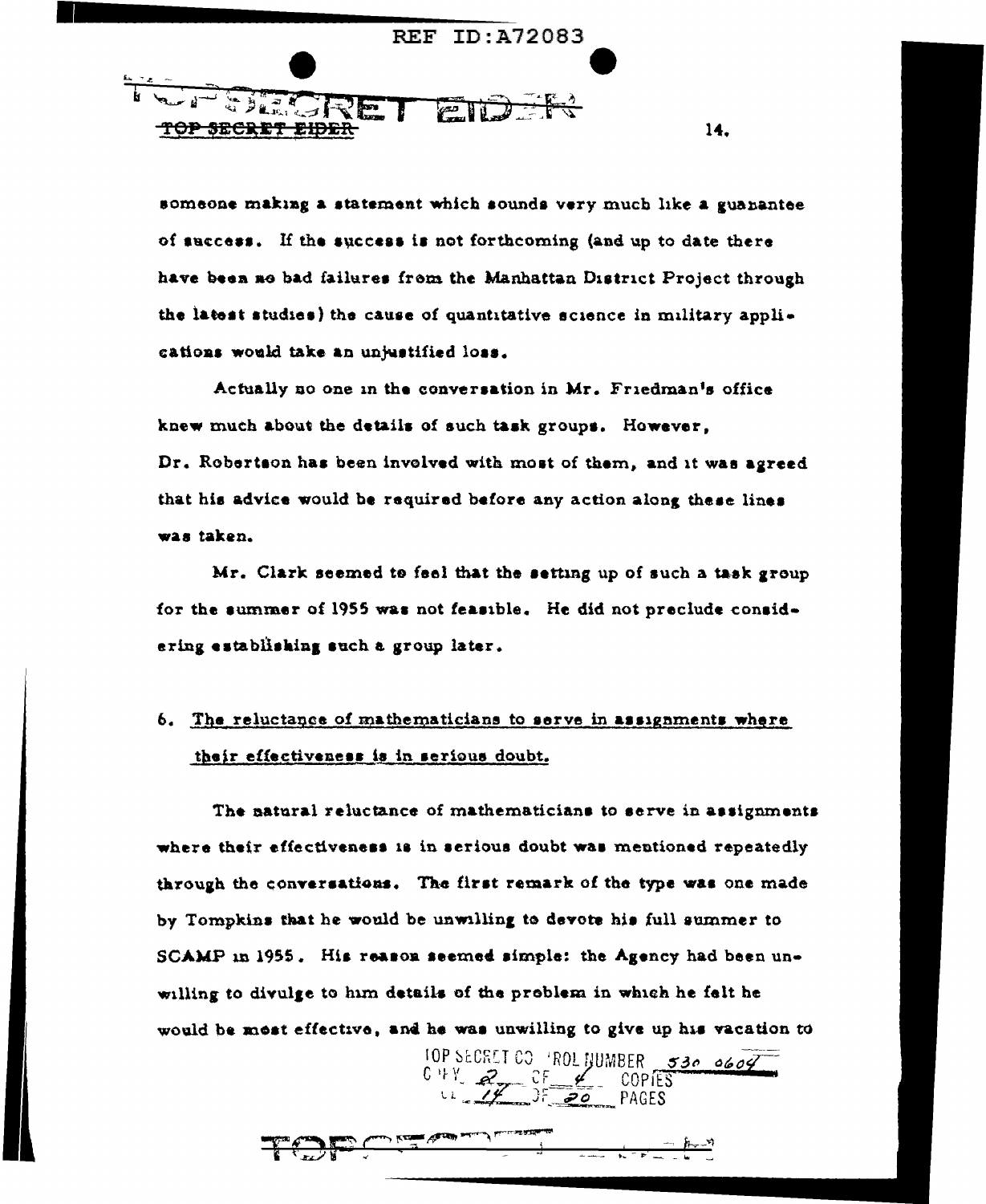someone making a statement which sounds very much like a guarantee of success. If the success is not forthcoming (and up to date there have been no bad failures from the Manhattan District Project through the latest studies) the cause of quantitative science in military applications would take an unjustified loss.

Actually no one in the conversation in Mr. Friedman's office knew much about the details of such task groups. However, Dr. Robertson has been involved with most of them, and it was agreed that his advice would be required before any action along these lines was taken.

Mr. Clark seemed to feel that the setting up of such a task group for the summer of 1955 was not feasible. He did not preclude considering establishing such a group later.

6. <u>The reluctance of mathematicians to serve in assignments where their effectiveness is in serious doubt.</u>

The natural reluctance of mathematicians to serve in assignments where their effectiveness is in serious doubt was mentioned repeatedly through the conversations. The first remark of the type was one made by Tompkins that he would be unwilling to devote his full summer to SCAMP in 1955. His reason seemed simple: the Agency had been unwilling to divulge to him details of the problem in which he felt he would be most effective, and he was unwilling to give up his vacation to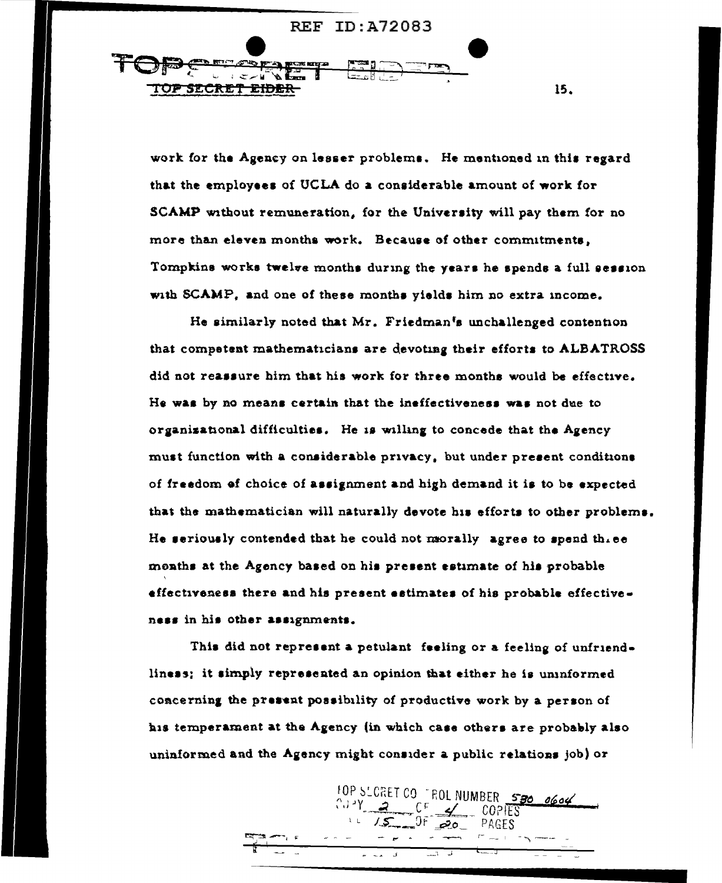work for the Agency on lesser problems. He mentioned in this regard that the employees of UCLA do a considerable amount of work for SCAMP without remuneration, for the University will pay them for no more than eleven months work. Because of other commitments, Tompkins works twelve months during the years he spends a full session with SCAMP, and one of these months yields him no extra income.

He similarly noted that Mr. Friedman's unchallenged contention that competent mathematicians are devoting their efforts to ALBATROSS did not reassure him that his work for three months would be effective. He was by no means certain that the ineffectiveness was not due to organizational difficulties. He is willing to concede that the Agency must function with a considerable privacy, but under present conditions of freedom of choice of assignment and high demand it is to be expected that the mathematician will naturally devote his efforts to other problems. He seriously contended that he could not morally agree to spend three months at the Agency based on his present estimate of his probable effectiveness there and his present estimates of his probable effectiveness in his other assignments.

This did not represent a petulant feeling or a feeling of unfriendliness; it simply represented an opinion that either he is uninformed concerning the present possibility of productive work by a person of his temperament at the Agency (in which case others are probably also uninformed and the Agency might consider a public relations job) or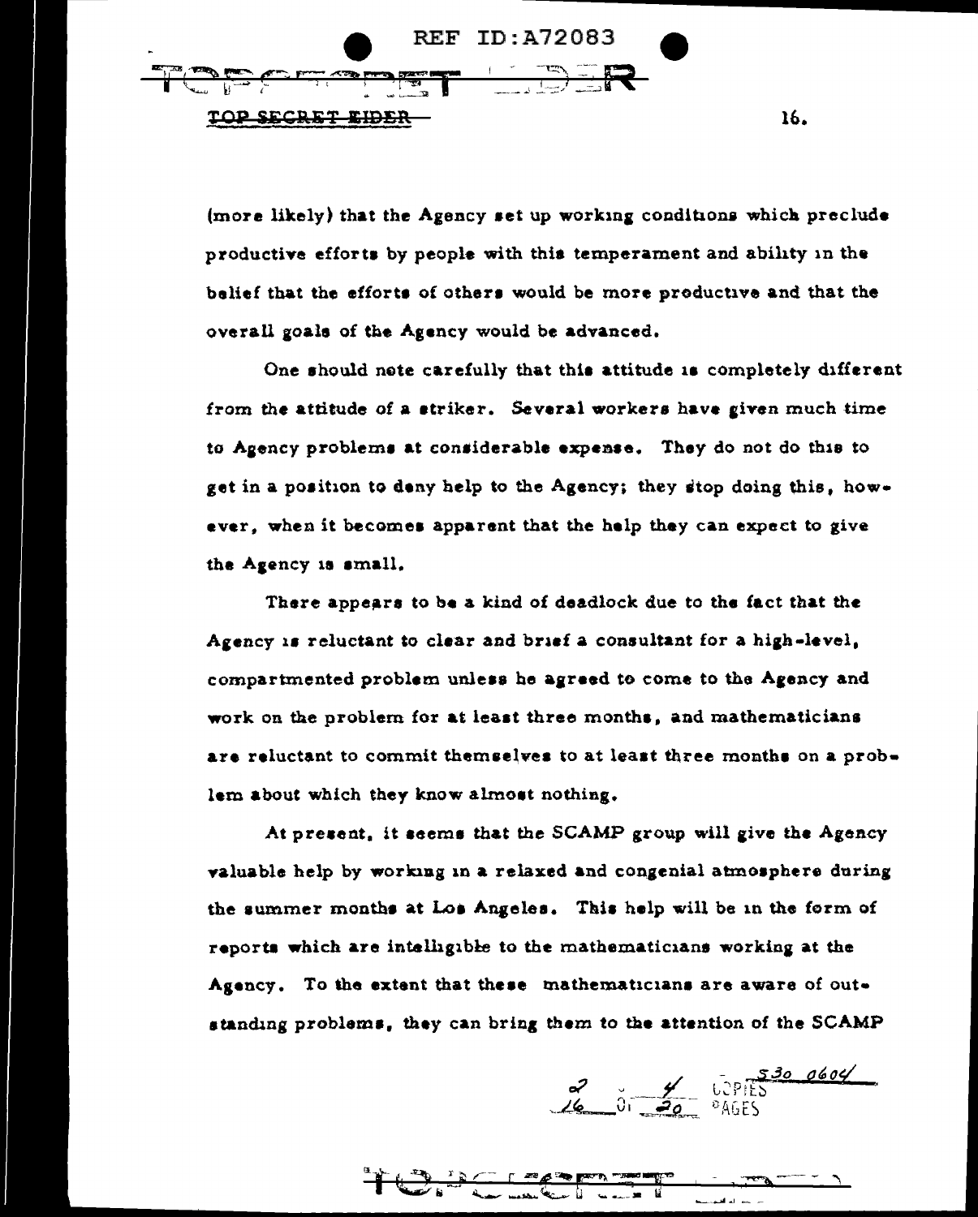(more likely) that the Agency set up working conditions which preclude productive efforts by people with this temperament and ability in the belief that the efforts of others would be more productive and that the overall goals of the Agency would be advanced.

One should note carefully that this attitude is completely different from the attitude of a striker. Several workers have given much time to Agency problems at considerable expense. They do not do this to get in a position to deny help to the Agency; they stop doing this, however, when it becomes apparent that the help they can expect to give the Agency is small.

There appears to be a kind of deadlock due to the fact that the Agency is reluctant to clear and brief a consultant for a high-level, compartmented problem unless he agreed to come to the Agency and work on the problem for at least three months, and mathematicians are reluctant to commit themselves to at least three months on a problem about which they know almost nothing.

At present, it seems that the SCAMP group will give the Agency valuable help by working in a relaxed and congenial atmosphere during the summer months at Los Angeles. This help will be in the form of reports which are intelligible to the mathematicians working at the Agency. To the extent that these mathematicians are aware of outstanding problems, they can bring them to the attention of the SCAMP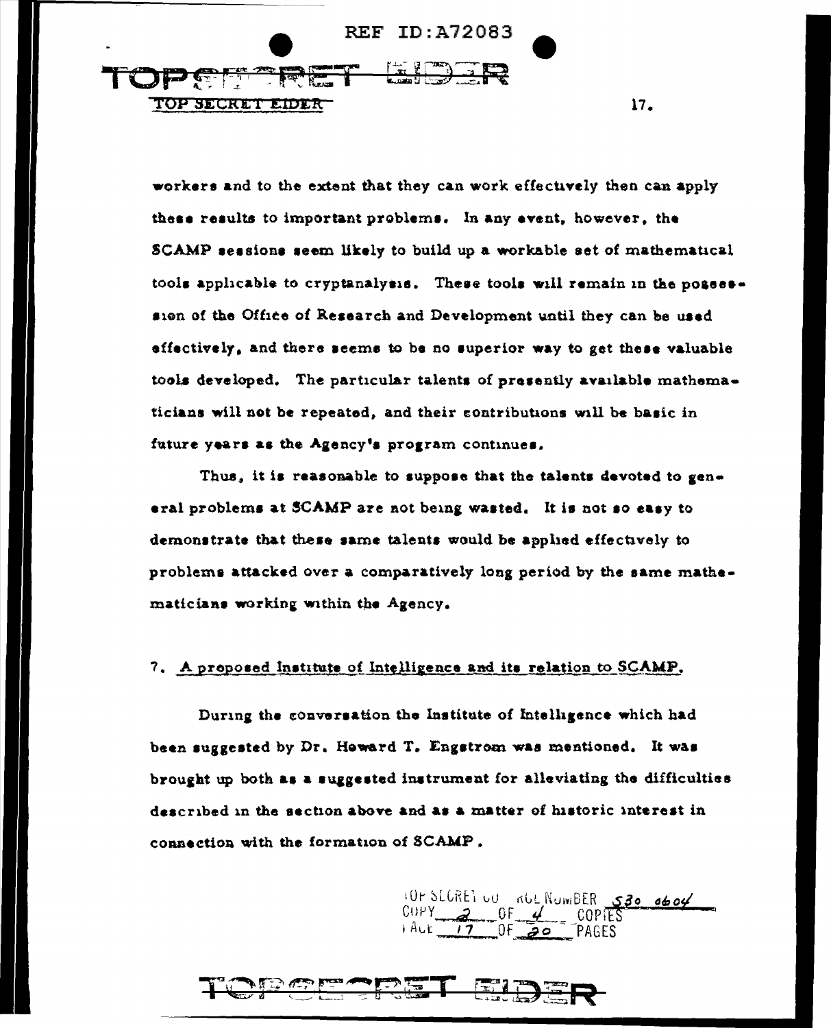workers and to the extent that they can work effectively then can apply these results to important problems. In any event, however, the SCAMP sessions seem likely to build up a workable set of mathematical tools applicable to cryptanalysis. These tools will remain in the possession of the Office of Research and Development until they can be used effectively, and there seems to be no superior way to get these valuable tools developed. The particular talents of presently available mathematicians will not be repeated, and their contributions will be basic in future years as the Agency's program continues.

Thus, it is reasonable to suppose that the talents devoted to general problems at SCAMP are not being wasted. It is not so easy to demonstrate that these same talents would be applied effectively to problems attacked over a comparatively long period by the same mathematicians working within the Agency.

## 7. A proposed Institute of Intelligence and its relation to SCAMP.

During the conversation the Institute of Intelligence which had been suggested by Dr. Howard T. Engstrom was mentioned. It was brought up both as a suggested instrument for alleviating the difficulties described in the section above and as a matter of historic interest in connection with the formation of SCAMP.

TOP SECRET CONTROL NUMBER 530 0604
COPY 2 OF 4 COPIES
PAGE 17 OF 20 PAGES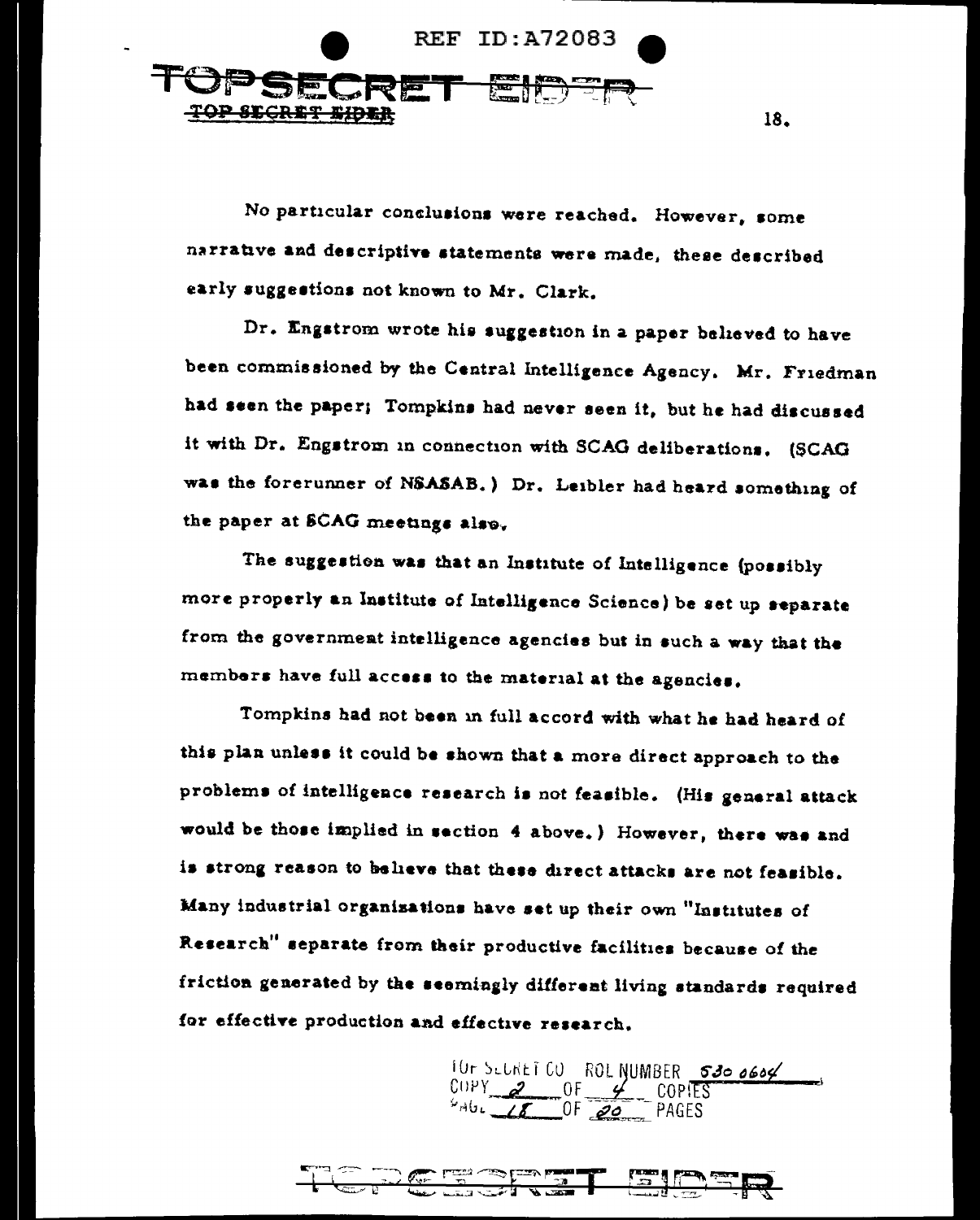No particular conclusions were reached. However, some narrative and descriptive statements were made, these described early suggestions not known to Mr. Clark.

Dr. Engstrom wrote his suggestion in a paper believed to have been commissioned by the Central Intelligence Agency. Mr. Friedman had seen the paper; Tompkins had never seen it, but he had discussed it with Dr. Engstrom in connection with SCAG deliberations. (SCAG was the forerunner of NSASAB.) Dr. Leibler had heard something of the paper at SCAG meetings also.

The suggestion was that an Institute of Intelligence (possibly more properly an Institute of Intelligence Science) be set up separate from the government intelligence agencies but in such a way that the members have full access to the material at the agencies.

Tompkins had not been in full accord with what he had heard of this plan unless it could be shown that a more direct approach to the problems of intelligence research is not feasible. (His general attack would be those implied in section 4 above.) However, there was and is strong reason to believe that these direct attacks are not feasible. Many industrial organizations have set up their own "Institutes of Research" separate from their productive facilities because of the friction generated by the seemingly different living standards required for effective production and effective research.

TOP SECRET CONTROL NUMBER 530 0604
COPY 2 OF 4 COPIES
PAGE 18 OF 20 PAGES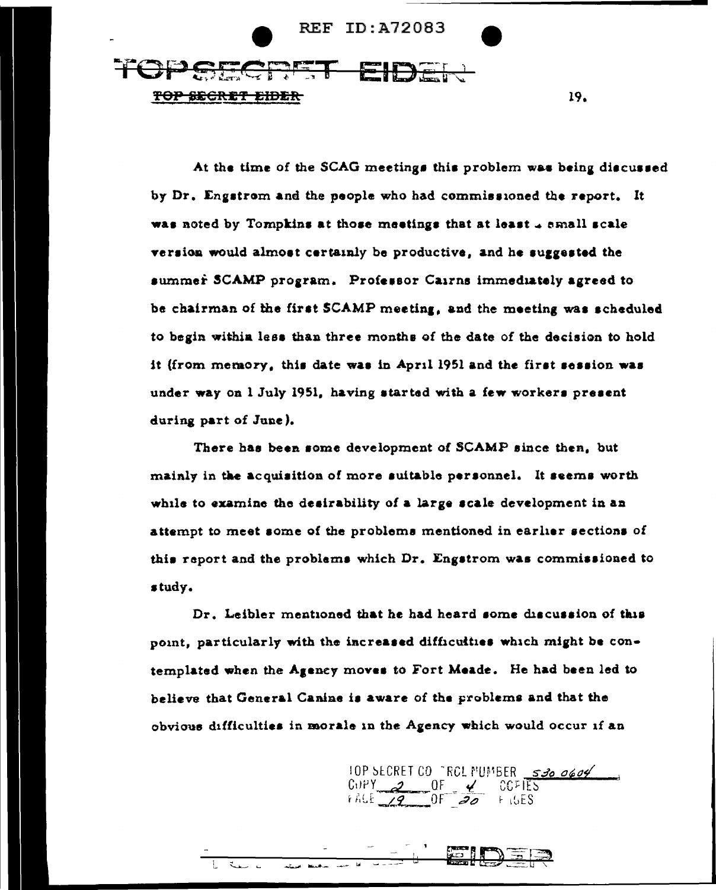At the time of the SCAG meetings this problem was being discussed by Dr. Engstrom and the people who had commissioned the report. It was noted by Tompkins at those meetings that at least a small scale version would almost certainly be productive, and he suggested the summer SCAMP program. Professor Cairns immediately agreed to be chairman of the first SCAMP meeting, and the meeting was scheduled to begin within less than three months of the date of the decision to hold it (from memory, this date was in April 1951 and the first session was under way on 1 July 1951, having started with a few workers present during part of June).

There has been some development of SCAMP since then, but mainly in the acquisition of more suitable personnel. It seems worth while to examine the desirability of a large scale development in an attempt to meet some of the problems mentioned in earlier sections of this report and the problems which Dr. Engstrom was commissioned to study.

Dr. Leibler mentioned that he had heard some discussion of this point, particularly with the increased difficulties which might be contemplated when the Agency moves to Fort Meade. He had been led to believe that General Canine is aware of the problems and that the obvious difficulties in morale in the Agency which would occur if an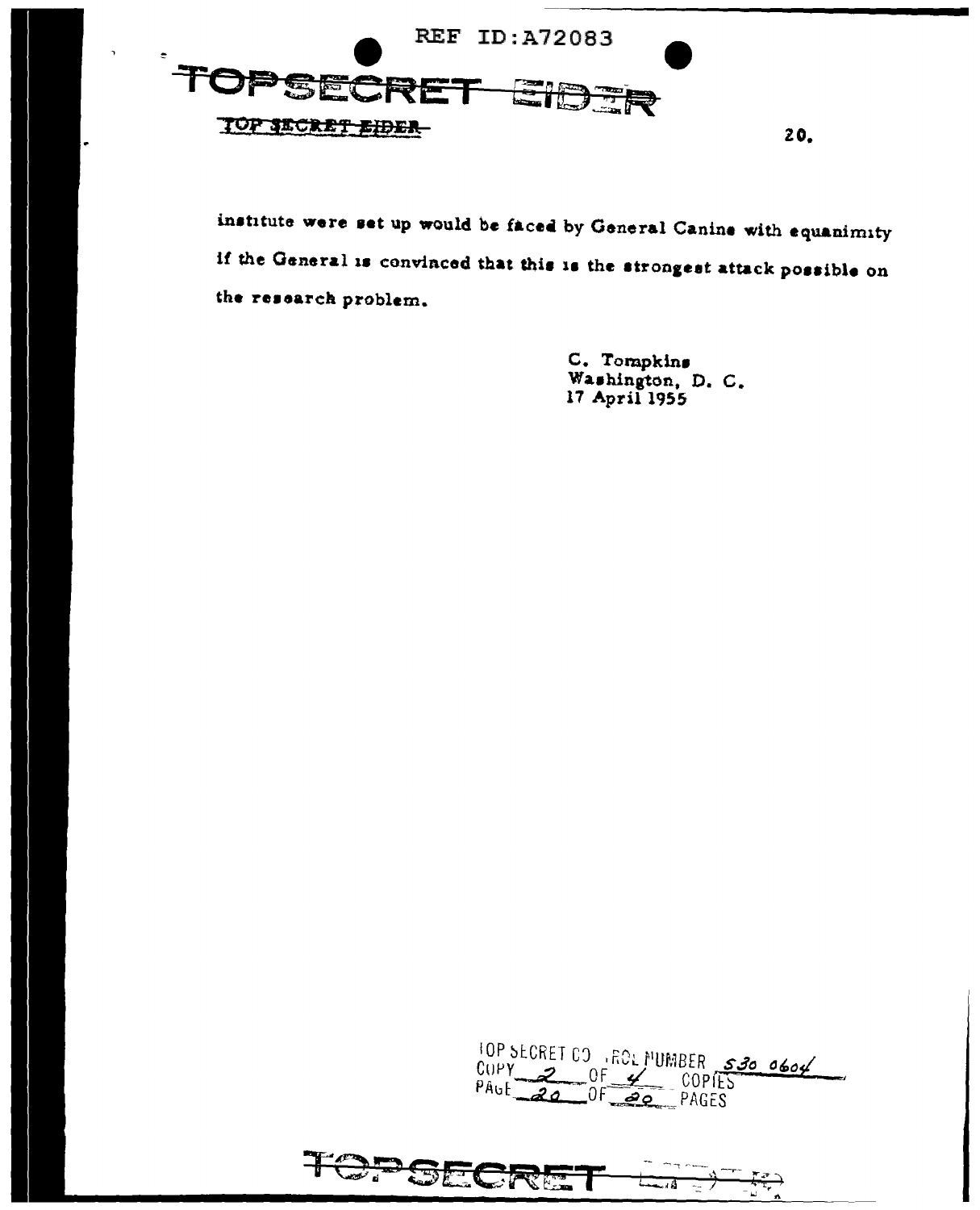institute were set up would be faced by General Canine with equanimity if the General is convinced that this is the strongest attack possible on the research problem.

C. Tompkins
Washington, D. C.
17 April 1955

TOP SECRET CONTROL NUMBER S30 0604
COPY 2 OF 4 COPIES
PAGE 20 OF 20 PAGES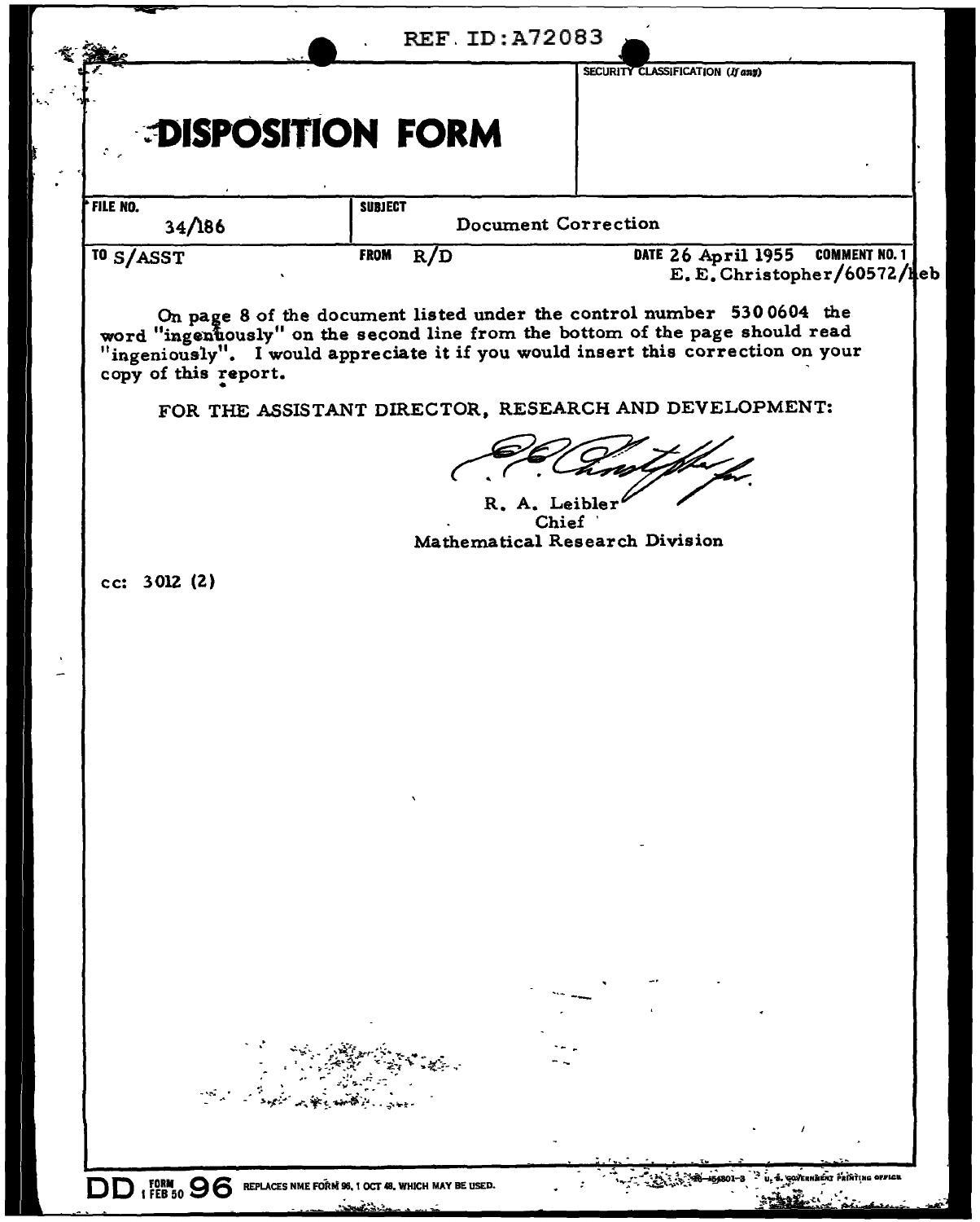REF. ID:A72083

SECURITY CLASSIFICATION (If any)

# DISPOSITION FORM

| FILE NO. | SUBJECT |
|---|---|
| 34/186 | Document Correction |

TO S/ASST FROM R/D DATE 26 April 1955 COMMENT NO. 1
E. E. Christopher/60572/heb

On page 8 of the document listed under the control number 5300604 the word "ingenuously" on the second line from the bottom of the page should read "ingeniously". I would appreciate it if you would insert this correction on your copy of this report.

FOR THE ASSISTANT DIRECTOR, RESEARCH AND DEVELOPMENT:

R. A. Leibler
Chief
Mathematical Research Division

cc: 3012 (2)

DD FORM 1 FEB 50 96 REPLACES NME FORM 96, 1 OCT 48, WHICH MAY BE USED.